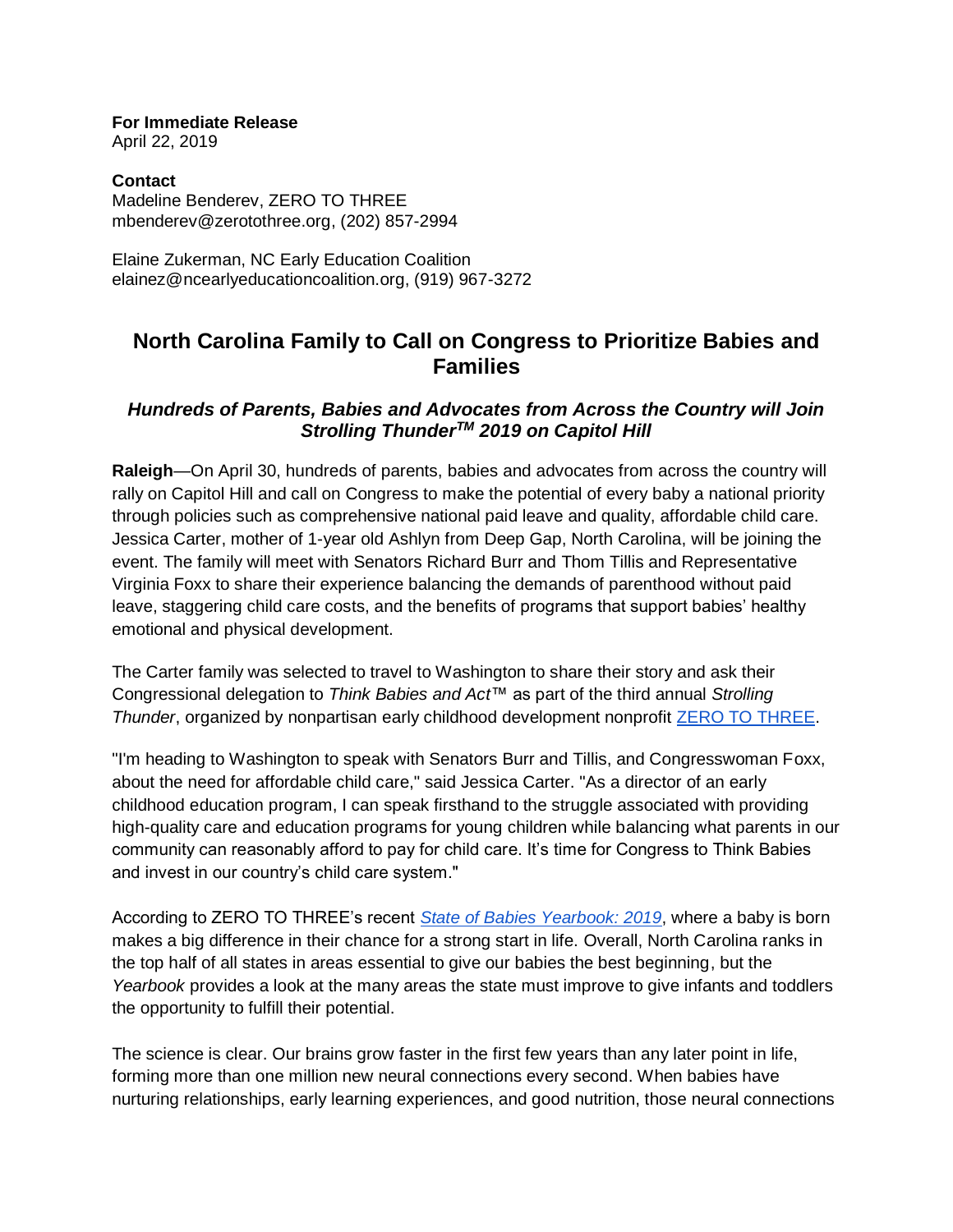**For Immediate Release**
April 22, 2019

**Contact**
Madeline Benderev, ZERO TO THREE
mbenderev@zerotothree.org, (202) 857-2994

Elaine Zukerman, NC Early Education Coalition
elainez@ncearlyeducationcoalition.org, (919) 967-3272

# North Carolina Family to Call on Congress to Prioritize Babies and Families

### *Hundreds of Parents, Babies and Advocates from Across the Country will Join Strolling Thunder™ 2019 on Capitol Hill*

**Raleigh**—On April 30, hundreds of parents, babies and advocates from across the country will rally on Capitol Hill and call on Congress to make the potential of every baby a national priority through policies such as comprehensive national paid leave and quality, affordable child care. Jessica Carter, mother of 1-year old Ashlyn from Deep Gap, North Carolina, will be joining the event. The family will meet with Senators Richard Burr and Thom Tillis and Representative Virginia Foxx to share their experience balancing the demands of parenthood without paid leave, staggering child care costs, and the benefits of programs that support babies' healthy emotional and physical development.

The Carter family was selected to travel to Washington to share their story and ask their Congressional delegation to *Think Babies and Act*™ as part of the third annual *Strolling Thunder*, organized by nonpartisan early childhood development nonprofit [ZERO TO THREE](https://www.zerotothree.org).

"I'm heading to Washington to speak with Senators Burr and Tillis, and Congresswoman Foxx, about the need for affordable child care," said Jessica Carter. "As a director of an early childhood education program, I can speak firsthand to the struggle associated with providing high-quality care and education programs for young children while balancing what parents in our community can reasonably afford to pay for child care. It's time for Congress to Think Babies and invest in our country's child care system."

According to ZERO TO THREE's recent *State of Babies Yearbook: 2019*, where a baby is born makes a big difference in their chance for a strong start in life. Overall, North Carolina ranks in the top half of all states in areas essential to give our babies the best beginning, but the *Yearbook* provides a look at the many areas the state must improve to give infants and toddlers the opportunity to fulfill their potential.

The science is clear. Our brains grow faster in the first few years than any later point in life, forming more than one million new neural connections every second. When babies have nurturing relationships, early learning experiences, and good nutrition, those neural connections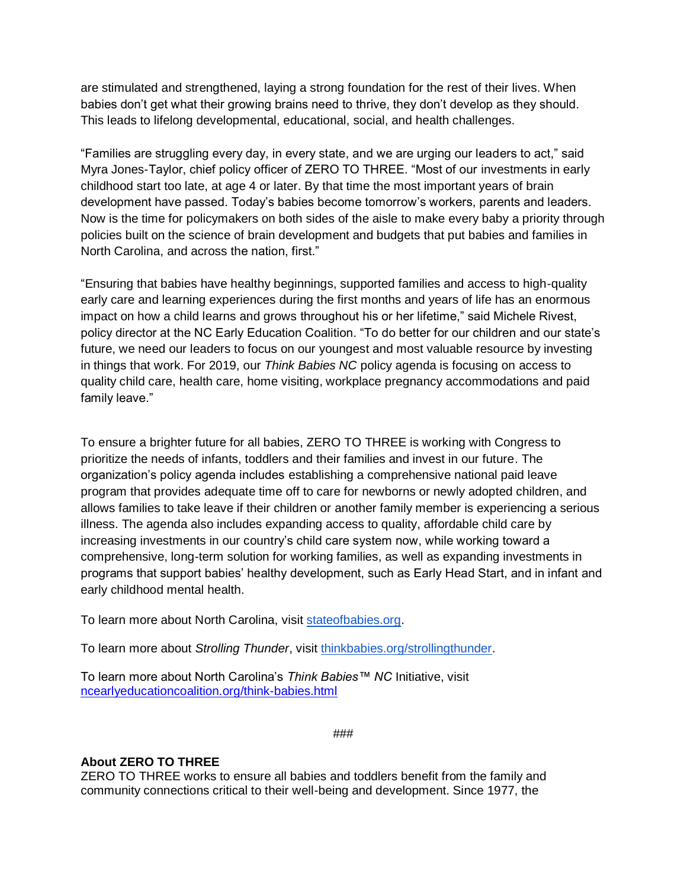are stimulated and strengthened, laying a strong foundation for the rest of their lives. When babies don't get what their growing brains need to thrive, they don't develop as they should. This leads to lifelong developmental, educational, social, and health challenges.

"Families are struggling every day, in every state, and we are urging our leaders to act," said Myra Jones-Taylor, chief policy officer of ZERO TO THREE. "Most of our investments in early childhood start too late, at age 4 or later. By that time the most important years of brain development have passed. Today's babies become tomorrow's workers, parents and leaders. Now is the time for policymakers on both sides of the aisle to make every baby a priority through policies built on the science of brain development and budgets that put babies and families in North Carolina, and across the nation, first."

"Ensuring that babies have healthy beginnings, supported families and access to high-quality early care and learning experiences during the first months and years of life has an enormous impact on how a child learns and grows throughout his or her lifetime," said Michele Rivest, policy director at the NC Early Education Coalition. "To do better for our children and our state's future, we need our leaders to focus on our youngest and most valuable resource by investing in things that work. For 2019, our *Think Babies NC* policy agenda is focusing on access to quality child care, health care, home visiting, workplace pregnancy accommodations and paid family leave."

To ensure a brighter future for all babies, ZERO TO THREE is working with Congress to prioritize the needs of infants, toddlers and their families and invest in our future. The organization's policy agenda includes establishing a comprehensive national paid leave program that provides adequate time off to care for newborns or newly adopted children, and allows families to take leave if their children or another family member is experiencing a serious illness. The agenda also includes expanding access to quality, affordable child care by increasing investments in our country's child care system now, while working toward a comprehensive, long-term solution for working families, as well as expanding investments in programs that support babies' healthy development, such as Early Head Start, and in infant and early childhood mental health.

To learn more about North Carolina, visit [stateofbabies.org](stateofbabies.org).

To learn more about *Strolling Thunder*, visit [thinkbabies.org/strollingthunder](thinkbabies.org/strollingthunder).

To learn more about North Carolina's *Think Babies™ NC* Initiative, visit [ncearlyeducationcoalition.org/think-babies.html](ncearlyeducationcoalition.org/think-babies.html)

###

**About ZERO TO THREE**

ZERO TO THREE works to ensure all babies and toddlers benefit from the family and community connections critical to their well-being and development. Since 1977, the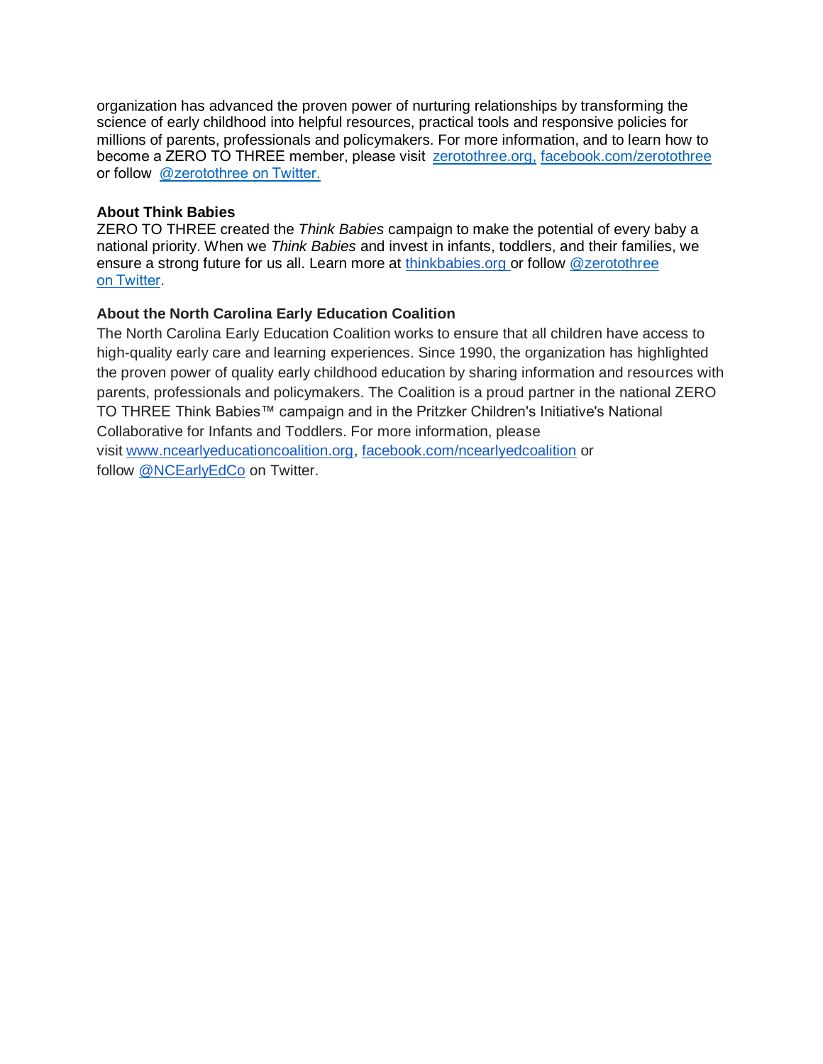organization has advanced the proven power of nurturing relationships by transforming the science of early childhood into helpful resources, practical tools and responsive policies for millions of parents, professionals and policymakers. For more information, and to learn how to become a ZERO TO THREE member, please visit [zerotothree.org,](zerotothree.org) [facebook.com/zerotothree](facebook.com/zerotothree) or follow [@zerotothree on Twitter.](@zerotothree)

**About Think Babies**

ZERO TO THREE created the *Think Babies* campaign to make the potential of every baby a national priority. When we *Think Babies* and invest in infants, toddlers, and their families, we ensure a strong future for us all. Learn more at [thinkbabies.org](thinkbabies.org) or follow [@zerotothree on Twitter](@zerotothree).

**About the North Carolina Early Education Coalition**

The North Carolina Early Education Coalition works to ensure that all children have access to high-quality early care and learning experiences. Since 1990, the organization has highlighted the proven power of quality early childhood education by sharing information and resources with parents, professionals and policymakers. The Coalition is a proud partner in the national ZERO TO THREE Think Babies™ campaign and in the Pritzker Children's Initiative's National Collaborative for Infants and Toddlers. For more information, please visit [www.ncearlyeducationcoalition.org](www.ncearlyeducationcoalition.org), [facebook.com/ncearlyedcoalition](facebook.com/ncearlyedcoalition) or follow [@NCEarlyEdCo](@NCEarlyEdCo) on Twitter.